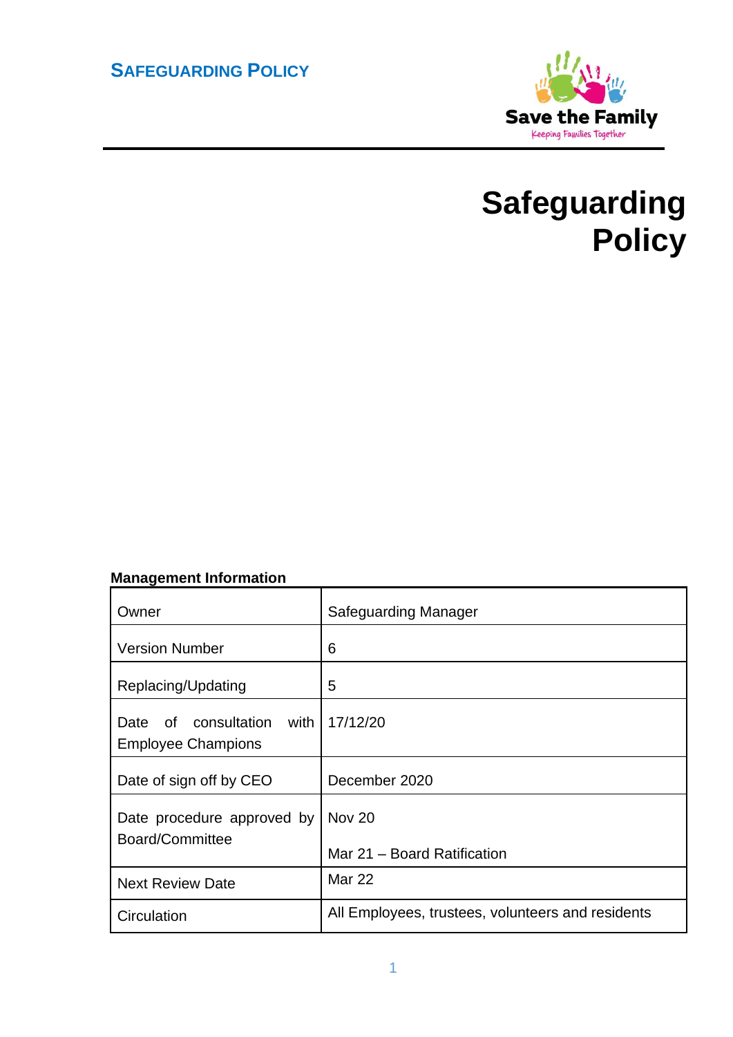# Safeguarding Policy

**Management Information**

| | |
|---|---|
| Owner | Safeguarding Manager |
| Version Number | 6 |
| Replacing/Updating | 5 |
| Date of consultation with Employee Champions | 17/12/20 |
| Date of sign off by CEO | December 2020 |
| Date procedure approved by Board/Committee | Nov 20<br><br>Mar 21 – Board Ratification |
| Next Review Date | Mar 22 |
| Circulation | All Employees, trustees, volunteers and residents |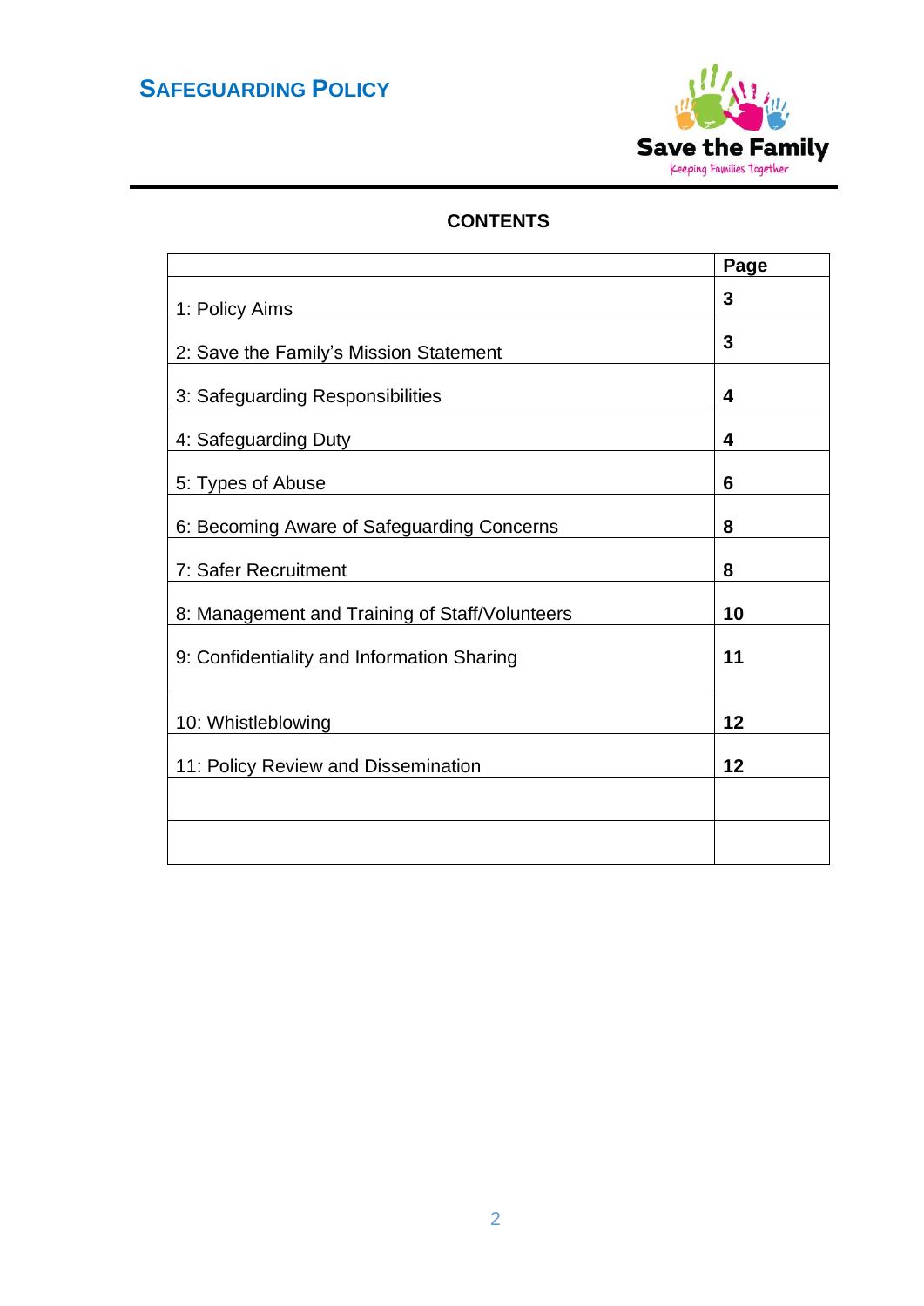## CONTENTS

| | Page |
|---|---|
| 1: Policy Aims | 3 |
| 2: Save the Family's Mission Statement | 3 |
| 3: Safeguarding Responsibilities | 4 |
| 4: Safeguarding Duty | 4 |
| 5: Types of Abuse | 6 |
| 6: Becoming Aware of Safeguarding Concerns | 8 |
| 7: Safer Recruitment | 8 |
| 8: Management and Training of Staff/Volunteers | 10 |
| 9: Confidentiality and Information Sharing | 11 |
| 10: Whistleblowing | 12 |
| 11: Policy Review and Dissemination | 12 |
| | |
| | |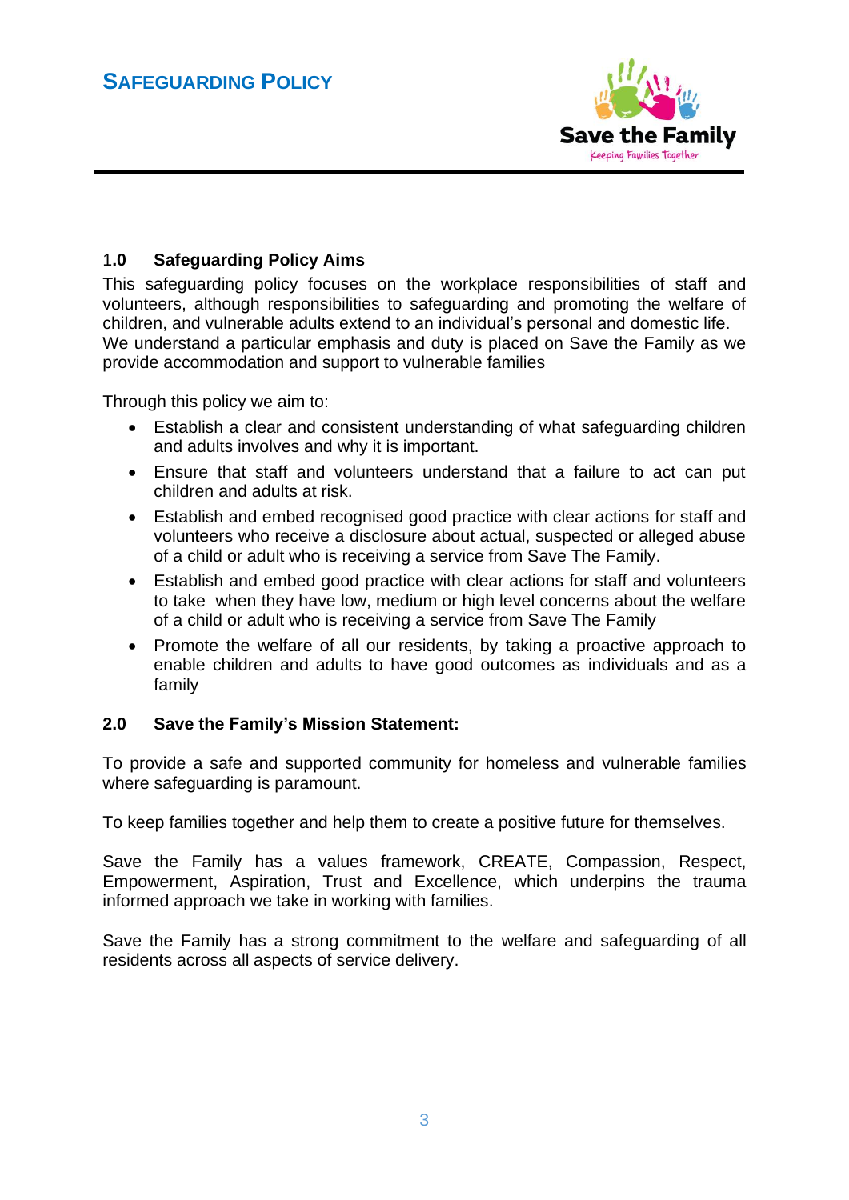## 1.0 Safeguarding Policy Aims

This safeguarding policy focuses on the workplace responsibilities of staff and volunteers, although responsibilities to safeguarding and promoting the welfare of children, and vulnerable adults extend to an individual's personal and domestic life. We understand a particular emphasis and duty is placed on Save the Family as we provide accommodation and support to vulnerable families

Through this policy we aim to:

- Establish a clear and consistent understanding of what safeguarding children and adults involves and why it is important.
- Ensure that staff and volunteers understand that a failure to act can put children and adults at risk.
- Establish and embed recognised good practice with clear actions for staff and volunteers who receive a disclosure about actual, suspected or alleged abuse of a child or adult who is receiving a service from Save The Family.
- Establish and embed good practice with clear actions for staff and volunteers to take when they have low, medium or high level concerns about the welfare of a child or adult who is receiving a service from Save The Family
- Promote the welfare of all our residents, by taking a proactive approach to enable children and adults to have good outcomes as individuals and as a family

## 2.0 Save the Family's Mission Statement:

To provide a safe and supported community for homeless and vulnerable families where safeguarding is paramount.

To keep families together and help them to create a positive future for themselves.

Save the Family has a values framework, CREATE, Compassion, Respect, Empowerment, Aspiration, Trust and Excellence, which underpins the trauma informed approach we take in working with families.

Save the Family has a strong commitment to the welfare and safeguarding of all residents across all aspects of service delivery.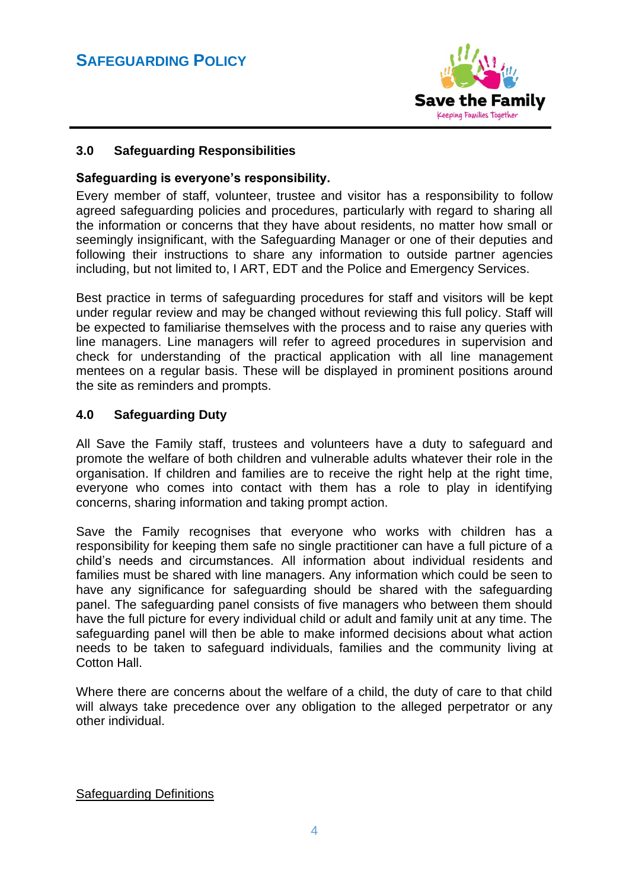## 3.0 Safeguarding Responsibilities

**Safeguarding is everyone's responsibility.**

Every member of staff, volunteer, trustee and visitor has a responsibility to follow agreed safeguarding policies and procedures, particularly with regard to sharing all the information or concerns that they have about residents, no matter how small or seemingly insignificant, with the Safeguarding Manager or one of their deputies and following their instructions to share any information to outside partner agencies including, but not limited to, I ART, EDT and the Police and Emergency Services.

Best practice in terms of safeguarding procedures for staff and visitors will be kept under regular review and may be changed without reviewing this full policy. Staff will be expected to familiarise themselves with the process and to raise any queries with line managers. Line managers will refer to agreed procedures in supervision and check for understanding of the practical application with all line management mentees on a regular basis. These will be displayed in prominent positions around the site as reminders and prompts.

## 4.0 Safeguarding Duty

All Save the Family staff, trustees and volunteers have a duty to safeguard and promote the welfare of both children and vulnerable adults whatever their role in the organisation. If children and families are to receive the right help at the right time, everyone who comes into contact with them has a role to play in identifying concerns, sharing information and taking prompt action.

Save the Family recognises that everyone who works with children has a responsibility for keeping them safe no single practitioner can have a full picture of a child's needs and circumstances. All information about individual residents and families must be shared with line managers. Any information which could be seen to have any significance for safeguarding should be shared with the safeguarding panel. The safeguarding panel consists of five managers who between them should have the full picture for every individual child or adult and family unit at any time. The safeguarding panel will then be able to make informed decisions about what action needs to be taken to safeguard individuals, families and the community living at Cotton Hall.

Where there are concerns about the welfare of a child, the duty of care to that child will always take precedence over any obligation to the alleged perpetrator or any other individual.

<u>Safeguarding Definitions</u>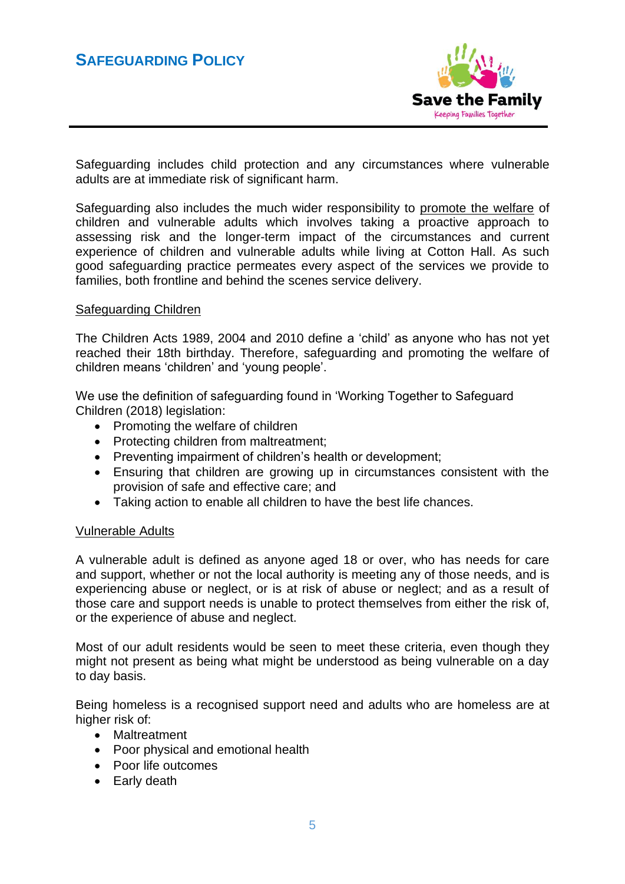Safeguarding includes child protection and any circumstances where vulnerable adults are at immediate risk of significant harm.

Safeguarding also includes the much wider responsibility to promote the welfare of children and vulnerable adults which involves taking a proactive approach to assessing risk and the longer-term impact of the circumstances and current experience of children and vulnerable adults while living at Cotton Hall. As such good safeguarding practice permeates every aspect of the services we provide to families, both frontline and behind the scenes service delivery.

## Safeguarding Children

The Children Acts 1989, 2004 and 2010 define a 'child' as anyone who has not yet reached their 18th birthday. Therefore, safeguarding and promoting the welfare of children means 'children' and 'young people'.

We use the definition of safeguarding found in 'Working Together to Safeguard Children (2018) legislation:

- Promoting the welfare of children
- Protecting children from maltreatment;
- Preventing impairment of children's health or development;
- Ensuring that children are growing up in circumstances consistent with the provision of safe and effective care; and
- Taking action to enable all children to have the best life chances.

## Vulnerable Adults

A vulnerable adult is defined as anyone aged 18 or over, who has needs for care and support, whether or not the local authority is meeting any of those needs, and is experiencing abuse or neglect, or is at risk of abuse or neglect; and as a result of those care and support needs is unable to protect themselves from either the risk of, or the experience of abuse and neglect.

Most of our adult residents would be seen to meet these criteria, even though they might not present as being what might be understood as being vulnerable on a day to day basis.

Being homeless is a recognised support need and adults who are homeless are at higher risk of:

- Maltreatment
- Poor physical and emotional health
- Poor life outcomes
- Early death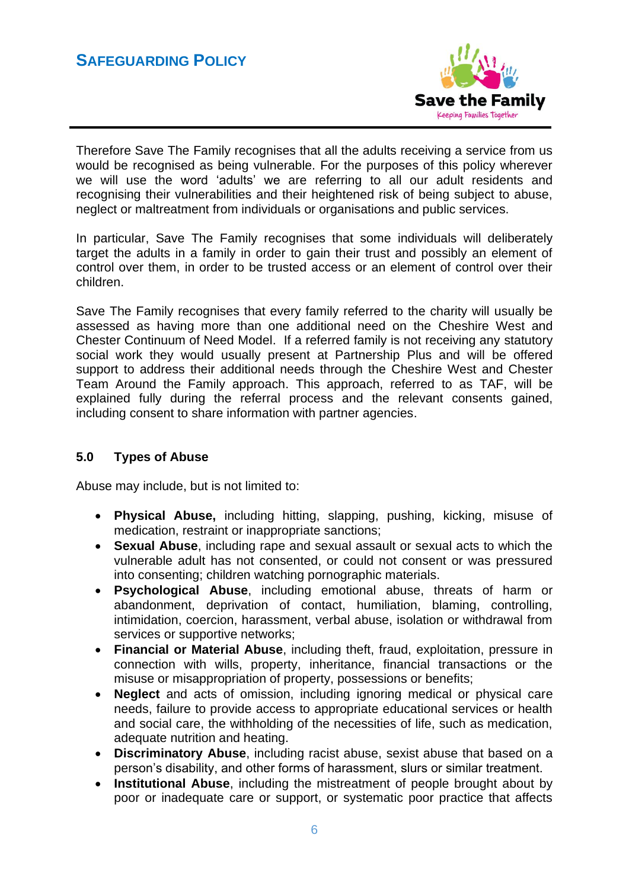Therefore Save The Family recognises that all the adults receiving a service from us would be recognised as being vulnerable. For the purposes of this policy wherever we will use the word 'adults' we are referring to all our adult residents and recognising their vulnerabilities and their heightened risk of being subject to abuse, neglect or maltreatment from individuals or organisations and public services.

In particular, Save The Family recognises that some individuals will deliberately target the adults in a family in order to gain their trust and possibly an element of control over them, in order to be trusted access or an element of control over their children.

Save The Family recognises that every family referred to the charity will usually be assessed as having more than one additional need on the Cheshire West and Chester Continuum of Need Model. If a referred family is not receiving any statutory social work they would usually present at Partnership Plus and will be offered support to address their additional needs through the Cheshire West and Chester Team Around the Family approach. This approach, referred to as TAF, will be explained fully during the referral process and the relevant consents gained, including consent to share information with partner agencies.

### 5.0 Types of Abuse

Abuse may include, but is not limited to:

- **Physical Abuse,** including hitting, slapping, pushing, kicking, misuse of medication, restraint or inappropriate sanctions;
- **Sexual Abuse**, including rape and sexual assault or sexual acts to which the vulnerable adult has not consented, or could not consent or was pressured into consenting; children watching pornographic materials.
- **Psychological Abuse**, including emotional abuse, threats of harm or abandonment, deprivation of contact, humiliation, blaming, controlling, intimidation, coercion, harassment, verbal abuse, isolation or withdrawal from services or supportive networks;
- **Financial or Material Abuse**, including theft, fraud, exploitation, pressure in connection with wills, property, inheritance, financial transactions or the misuse or misappropriation of property, possessions or benefits;
- **Neglect** and acts of omission, including ignoring medical or physical care needs, failure to provide access to appropriate educational services or health and social care, the withholding of the necessities of life, such as medication, adequate nutrition and heating.
- **Discriminatory Abuse**, including racist abuse, sexist abuse that based on a person's disability, and other forms of harassment, slurs or similar treatment.
- **Institutional Abuse**, including the mistreatment of people brought about by poor or inadequate care or support, or systematic poor practice that affects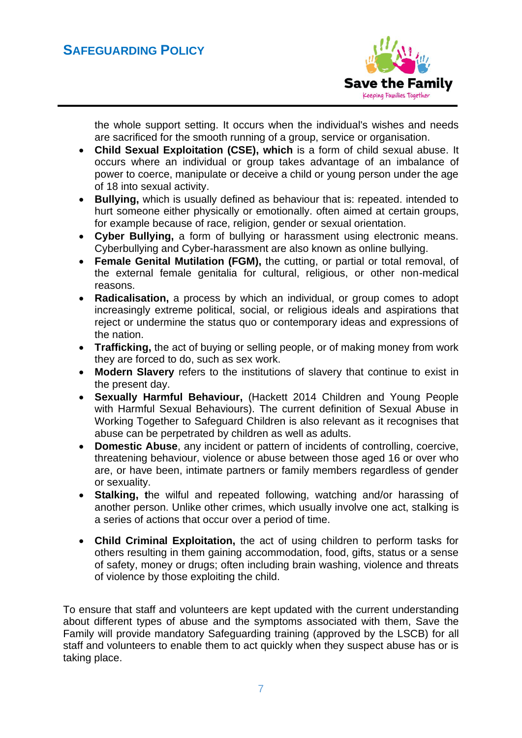the whole support setting. It occurs when the individual's wishes and needs are sacrificed for the smooth running of a group, service or organisation.

- **Child Sexual Exploitation (CSE), which** is a form of child sexual abuse. It occurs where an individual or group takes advantage of an imbalance of power to coerce, manipulate or deceive a child or young person under the age of 18 into sexual activity.
- **Bullying,** which is usually defined as behaviour that is: repeated. intended to hurt someone either physically or emotionally. often aimed at certain groups, for example because of race, religion, gender or sexual orientation.
- **Cyber Bullying,** a form of bullying or harassment using electronic means. Cyberbullying and Cyber-harassment are also known as online bullying.
- **Female Genital Mutilation (FGM),** the cutting, or partial or total removal, of the external female genitalia for cultural, religious, or other non-medical reasons.
- **Radicalisation,** a process by which an individual, or group comes to adopt increasingly extreme political, social, or religious ideals and aspirations that reject or undermine the status quo or contemporary ideas and expressions of the nation.
- **Trafficking,** the act of buying or selling people, or of making money from work they are forced to do, such as sex work.
- **Modern Slavery** refers to the institutions of slavery that continue to exist in the present day.
- **Sexually Harmful Behaviour,** (Hackett 2014 Children and Young People with Harmful Sexual Behaviours). The current definition of Sexual Abuse in Working Together to Safeguard Children is also relevant as it recognises that abuse can be perpetrated by children as well as adults.
- **Domestic Abuse**, any incident or pattern of incidents of controlling, coercive, threatening behaviour, violence or abuse between those aged 16 or over who are, or have been, intimate partners or family members regardless of gender or sexuality.
- **Stalking, t**he wilful and repeated following, watching and/or harassing of another person. Unlike other crimes, which usually involve one act, stalking is a series of actions that occur over a period of time.
- **Child Criminal Exploitation,** the act of using children to perform tasks for others resulting in them gaining accommodation, food, gifts, status or a sense of safety, money or drugs; often including brain washing, violence and threats of violence by those exploiting the child.

To ensure that staff and volunteers are kept updated with the current understanding about different types of abuse and the symptoms associated with them, Save the Family will provide mandatory Safeguarding training (approved by the LSCB) for all staff and volunteers to enable them to act quickly when they suspect abuse has or is taking place.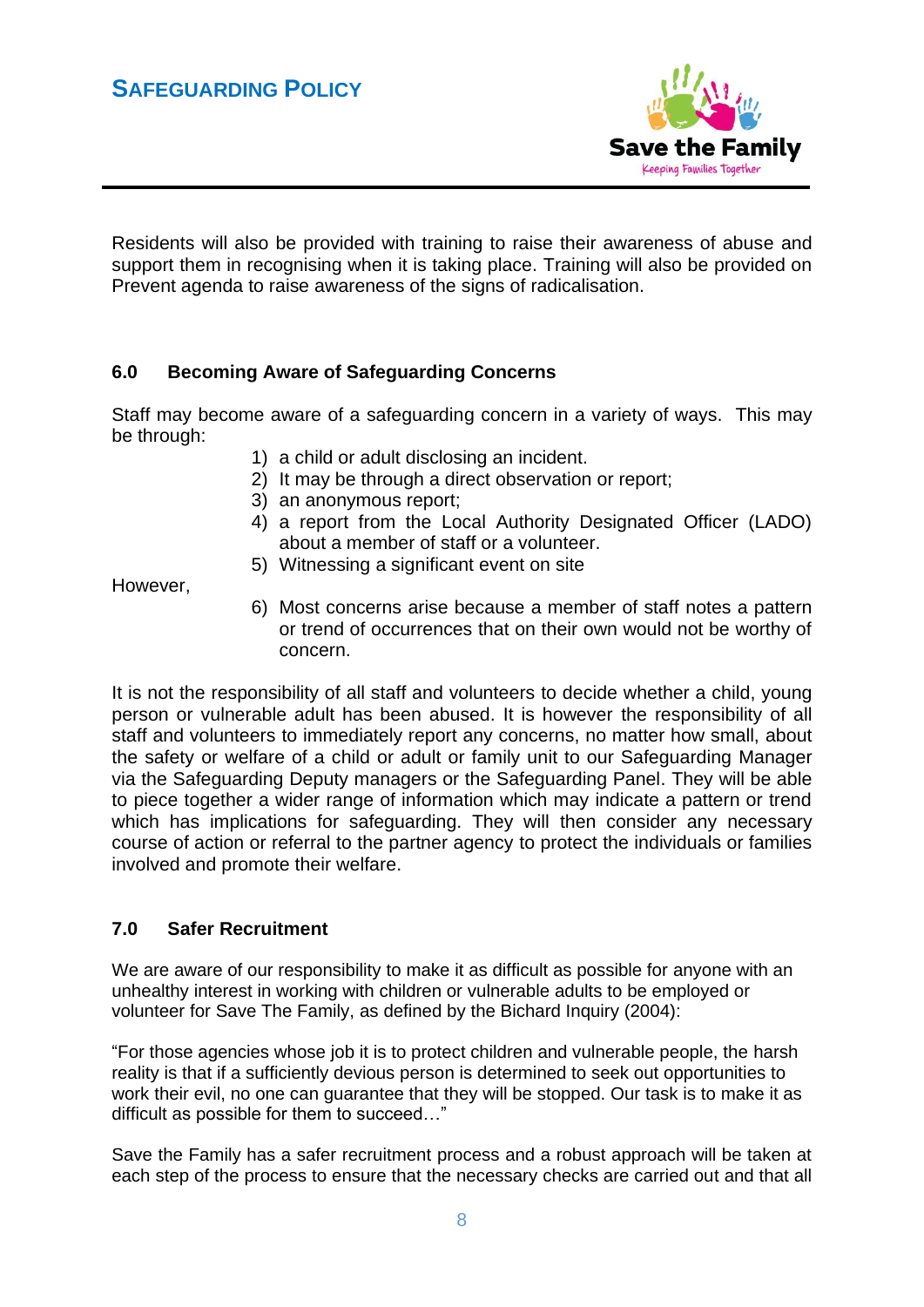Residents will also be provided with training to raise their awareness of abuse and support them in recognising when it is taking place. Training will also be provided on Prevent agenda to raise awareness of the signs of radicalisation.

### 6.0 Becoming Aware of Safeguarding Concerns

Staff may become aware of a safeguarding concern in a variety of ways. This may be through:

1) a child or adult disclosing an incident.
2) It may be through a direct observation or report;
3) an anonymous report;
4) a report from the Local Authority Designated Officer (LADO) about a member of staff or a volunteer.
5) Witnessing a significant event on site

However,

6) Most concerns arise because a member of staff notes a pattern or trend of occurrences that on their own would not be worthy of concern.

It is not the responsibility of all staff and volunteers to decide whether a child, young person or vulnerable adult has been abused. It is however the responsibility of all staff and volunteers to immediately report any concerns, no matter how small, about the safety or welfare of a child or adult or family unit to our Safeguarding Manager via the Safeguarding Deputy managers or the Safeguarding Panel. They will be able to piece together a wider range of information which may indicate a pattern or trend which has implications for safeguarding. They will then consider any necessary course of action or referral to the partner agency to protect the individuals or families involved and promote their welfare.

### 7.0 Safer Recruitment

We are aware of our responsibility to make it as difficult as possible for anyone with an unhealthy interest in working with children or vulnerable adults to be employed or volunteer for Save The Family, as defined by the Bichard Inquiry (2004):

"For those agencies whose job it is to protect children and vulnerable people, the harsh reality is that if a sufficiently devious person is determined to seek out opportunities to work their evil, no one can guarantee that they will be stopped. Our task is to make it as difficult as possible for them to succeed…"

Save the Family has a safer recruitment process and a robust approach will be taken at each step of the process to ensure that the necessary checks are carried out and that all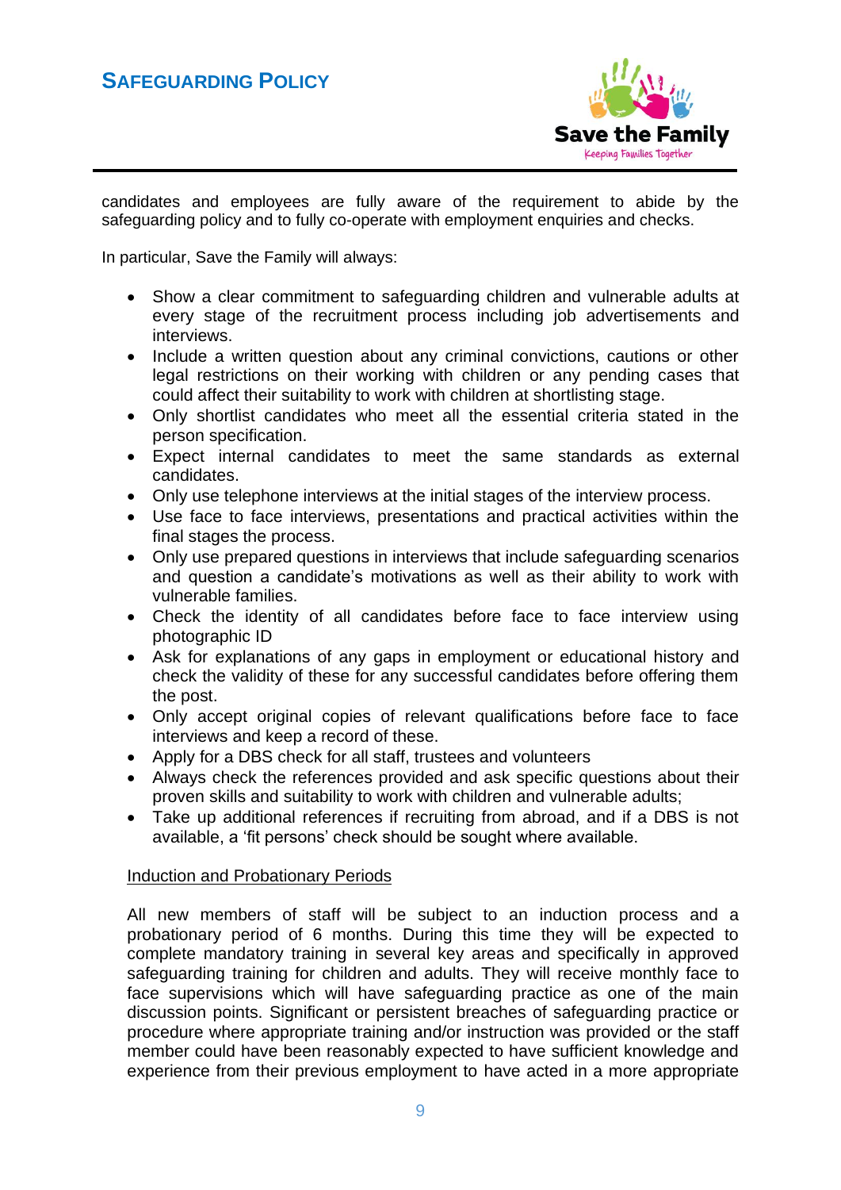candidates and employees are fully aware of the requirement to abide by the safeguarding policy and to fully co-operate with employment enquiries and checks.

In particular, Save the Family will always:

- Show a clear commitment to safeguarding children and vulnerable adults at every stage of the recruitment process including job advertisements and interviews.
- Include a written question about any criminal convictions, cautions or other legal restrictions on their working with children or any pending cases that could affect their suitability to work with children at shortlisting stage.
- Only shortlist candidates who meet all the essential criteria stated in the person specification.
- Expect internal candidates to meet the same standards as external candidates.
- Only use telephone interviews at the initial stages of the interview process.
- Use face to face interviews, presentations and practical activities within the final stages the process.
- Only use prepared questions in interviews that include safeguarding scenarios and question a candidate's motivations as well as their ability to work with vulnerable families.
- Check the identity of all candidates before face to face interview using photographic ID
- Ask for explanations of any gaps in employment or educational history and check the validity of these for any successful candidates before offering them the post.
- Only accept original copies of relevant qualifications before face to face interviews and keep a record of these.
- Apply for a DBS check for all staff, trustees and volunteers
- Always check the references provided and ask specific questions about their proven skills and suitability to work with children and vulnerable adults;
- Take up additional references if recruiting from abroad, and if a DBS is not available, a 'fit persons' check should be sought where available.

<u>Induction and Probationary Periods</u>

All new members of staff will be subject to an induction process and a probationary period of 6 months. During this time they will be expected to complete mandatory training in several key areas and specifically in approved safeguarding training for children and adults. They will receive monthly face to face supervisions which will have safeguarding practice as one of the main discussion points. Significant or persistent breaches of safeguarding practice or procedure where appropriate training and/or instruction was provided or the staff member could have been reasonably expected to have sufficient knowledge and experience from their previous employment to have acted in a more appropriate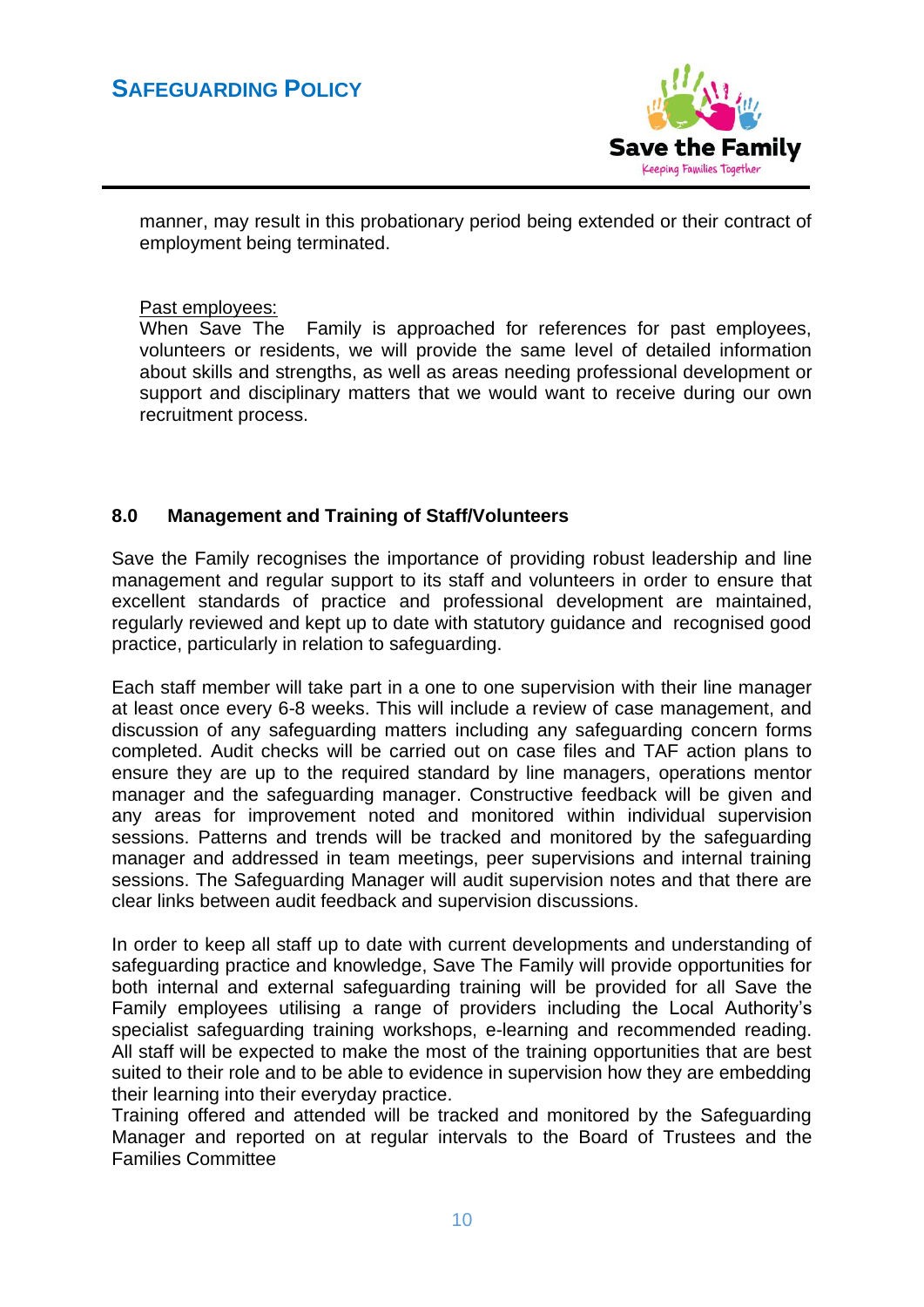manner, may result in this probationary period being extended or their contract of employment being terminated.

Past employees:
When Save The Family is approached for references for past employees, volunteers or residents, we will provide the same level of detailed information about skills and strengths, as well as areas needing professional development or support and disciplinary matters that we would want to receive during our own recruitment process.

## 8.0 Management and Training of Staff/Volunteers

Save the Family recognises the importance of providing robust leadership and line management and regular support to its staff and volunteers in order to ensure that excellent standards of practice and professional development are maintained, regularly reviewed and kept up to date with statutory guidance and recognised good practice, particularly in relation to safeguarding.

Each staff member will take part in a one to one supervision with their line manager at least once every 6-8 weeks. This will include a review of case management, and discussion of any safeguarding matters including any safeguarding concern forms completed. Audit checks will be carried out on case files and TAF action plans to ensure they are up to the required standard by line managers, operations mentor manager and the safeguarding manager. Constructive feedback will be given and any areas for improvement noted and monitored within individual supervision sessions. Patterns and trends will be tracked and monitored by the safeguarding manager and addressed in team meetings, peer supervisions and internal training sessions. The Safeguarding Manager will audit supervision notes and that there are clear links between audit feedback and supervision discussions.

In order to keep all staff up to date with current developments and understanding of safeguarding practice and knowledge, Save The Family will provide opportunities for both internal and external safeguarding training will be provided for all Save the Family employees utilising a range of providers including the Local Authority's specialist safeguarding training workshops, e-learning and recommended reading. All staff will be expected to make the most of the training opportunities that are best suited to their role and to be able to evidence in supervision how they are embedding their learning into their everyday practice.
Training offered and attended will be tracked and monitored by the Safeguarding Manager and reported on at regular intervals to the Board of Trustees and the Families Committee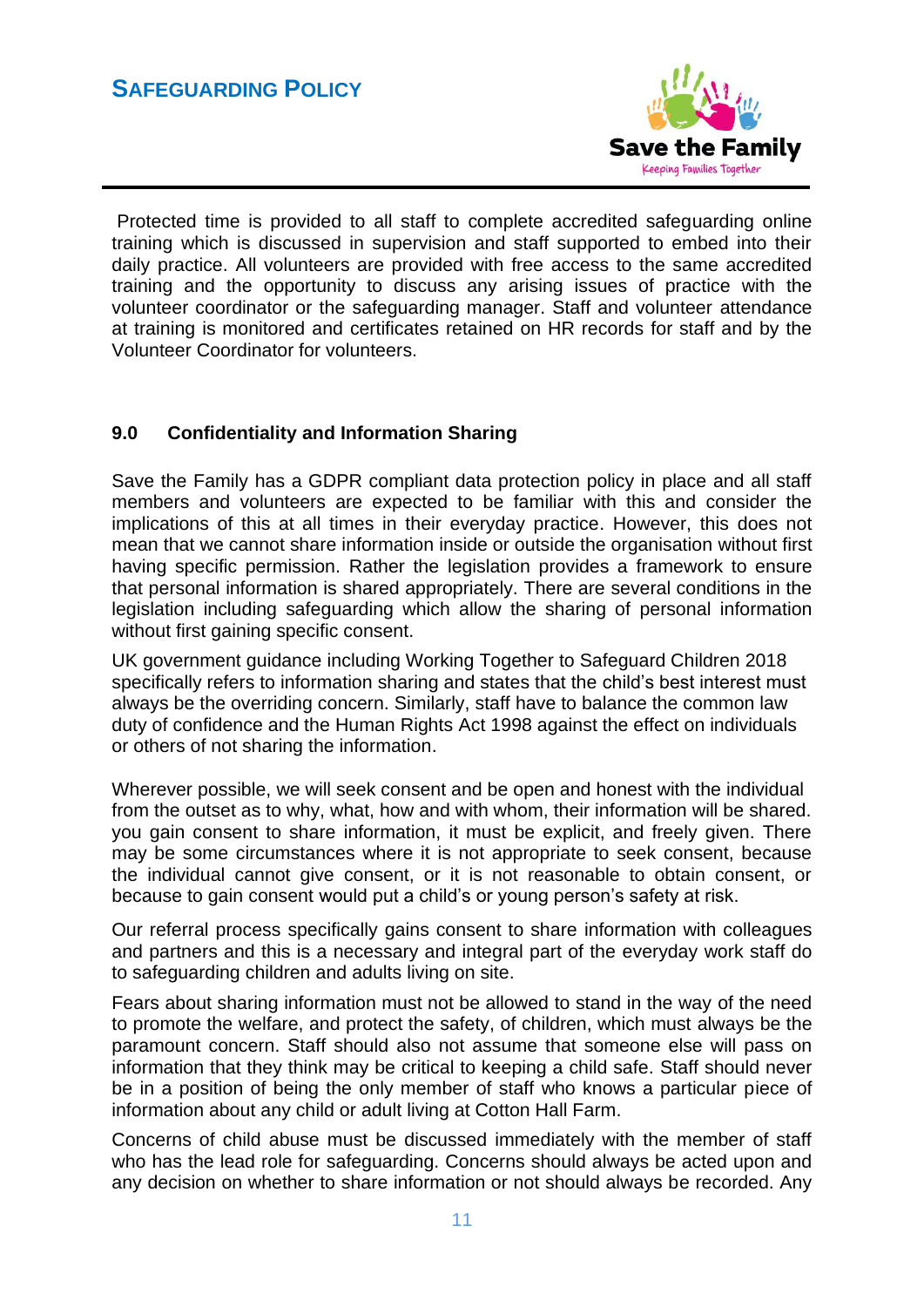Protected time is provided to all staff to complete accredited safeguarding online training which is discussed in supervision and staff supported to embed into their daily practice. All volunteers are provided with free access to the same accredited training and the opportunity to discuss any arising issues of practice with the volunteer coordinator or the safeguarding manager. Staff and volunteer attendance at training is monitored and certificates retained on HR records for staff and by the Volunteer Coordinator for volunteers.

### 9.0 Confidentiality and Information Sharing

Save the Family has a GDPR compliant data protection policy in place and all staff members and volunteers are expected to be familiar with this and consider the implications of this at all times in their everyday practice. However, this does not mean that we cannot share information inside or outside the organisation without first having specific permission. Rather the legislation provides a framework to ensure that personal information is shared appropriately. There are several conditions in the legislation including safeguarding which allow the sharing of personal information without first gaining specific consent.

UK government guidance including Working Together to Safeguard Children 2018 specifically refers to information sharing and states that the child's best interest must always be the overriding concern. Similarly, staff have to balance the common law duty of confidence and the Human Rights Act 1998 against the effect on individuals or others of not sharing the information.

Wherever possible, we will seek consent and be open and honest with the individual from the outset as to why, what, how and with whom, their information will be shared. you gain consent to share information, it must be explicit, and freely given. There may be some circumstances where it is not appropriate to seek consent, because the individual cannot give consent, or it is not reasonable to obtain consent, or because to gain consent would put a child's or young person's safety at risk.

Our referral process specifically gains consent to share information with colleagues and partners and this is a necessary and integral part of the everyday work staff do to safeguarding children and adults living on site.

Fears about sharing information must not be allowed to stand in the way of the need to promote the welfare, and protect the safety, of children, which must always be the paramount concern. Staff should also not assume that someone else will pass on information that they think may be critical to keeping a child safe. Staff should never be in a position of being the only member of staff who knows a particular piece of information about any child or adult living at Cotton Hall Farm.

Concerns of child abuse must be discussed immediately with the member of staff who has the lead role for safeguarding. Concerns should always be acted upon and any decision on whether to share information or not should always be recorded. Any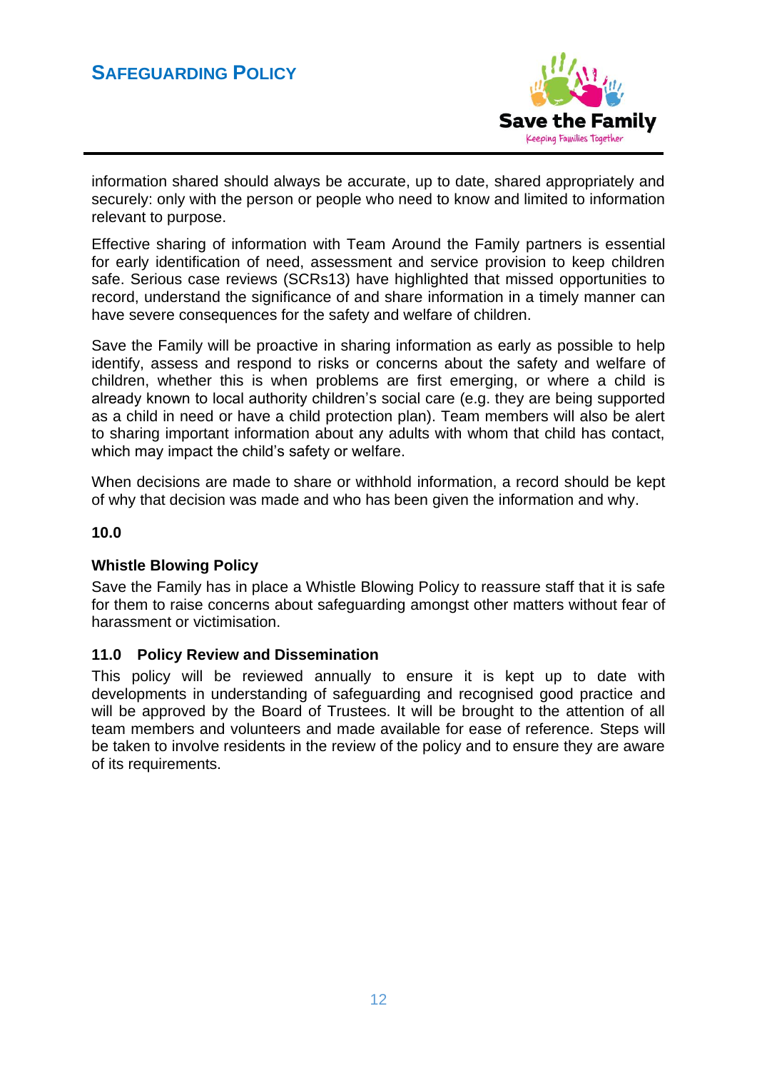information shared should always be accurate, up to date, shared appropriately and securely: only with the person or people who need to know and limited to information relevant to purpose.

Effective sharing of information with Team Around the Family partners is essential for early identification of need, assessment and service provision to keep children safe. Serious case reviews (SCRs13) have highlighted that missed opportunities to record, understand the significance of and share information in a timely manner can have severe consequences for the safety and welfare of children.

Save the Family will be proactive in sharing information as early as possible to help identify, assess and respond to risks or concerns about the safety and welfare of children, whether this is when problems are first emerging, or where a child is already known to local authority children's social care (e.g. they are being supported as a child in need or have a child protection plan). Team members will also be alert to sharing important information about any adults with whom that child has contact, which may impact the child's safety or welfare.

When decisions are made to share or withhold information, a record should be kept of why that decision was made and who has been given the information and why.

**10.0**

**Whistle Blowing Policy**

Save the Family has in place a Whistle Blowing Policy to reassure staff that it is safe for them to raise concerns about safeguarding amongst other matters without fear of harassment or victimisation.

**11.0 Policy Review and Dissemination**

This policy will be reviewed annually to ensure it is kept up to date with developments in understanding of safeguarding and recognised good practice and will be approved by the Board of Trustees. It will be brought to the attention of all team members and volunteers and made available for ease of reference. Steps will be taken to involve residents in the review of the policy and to ensure they are aware of its requirements.